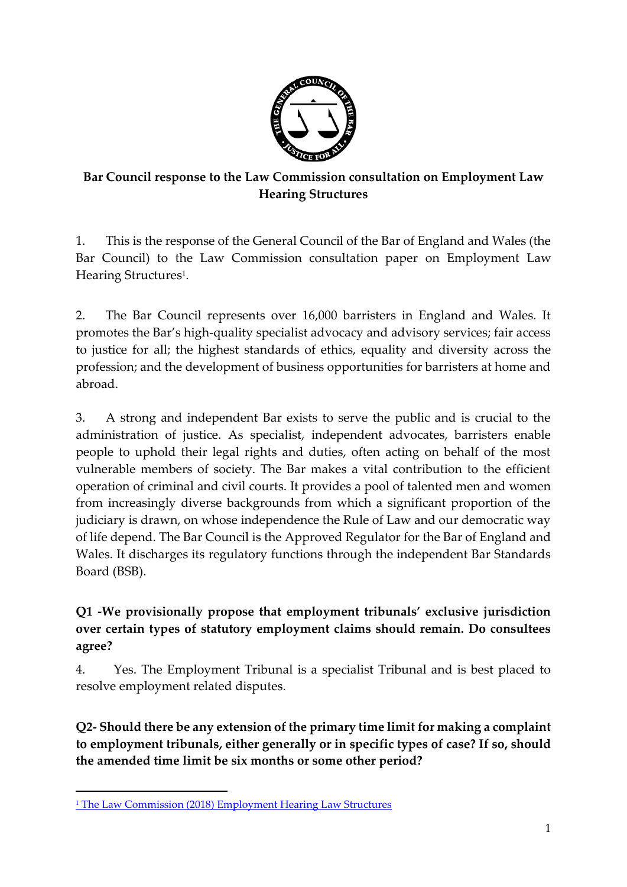# Bar Council response to the Law Commission consultation on Employment Law Hearing Structures

1. This is the response of the General Council of the Bar of England and Wales (the Bar Council) to the Law Commission consultation paper on Employment Law Hearing Structures[1].

2. The Bar Council represents over 16,000 barristers in England and Wales. It promotes the Bar's high-quality specialist advocacy and advisory services; fair access to justice for all; the highest standards of ethics, equality and diversity across the profession; and the development of business opportunities for barristers at home and abroad.

3. A strong and independent Bar exists to serve the public and is crucial to the administration of justice. As specialist, independent advocates, barristers enable people to uphold their legal rights and duties, often acting on behalf of the most vulnerable members of society. The Bar makes a vital contribution to the efficient operation of criminal and civil courts. It provides a pool of talented men and women from increasingly diverse backgrounds from which a significant proportion of the judiciary is drawn, on whose independence the Rule of Law and our democratic way of life depend. The Bar Council is the Approved Regulator for the Bar of England and Wales. It discharges its regulatory functions through the independent Bar Standards Board (BSB).

**Q1 -We provisionally propose that employment tribunals' exclusive jurisdiction over certain types of statutory employment claims should remain. Do consultees agree?**

4. Yes. The Employment Tribunal is a specialist Tribunal and is best placed to resolve employment related disputes.

**Q2- Should there be any extension of the primary time limit for making a complaint to employment tribunals, either generally or in specific types of case? If so, should the amended time limit be six months or some other period?**

[1] The Law Commission (2018) Employment Hearing Law Structures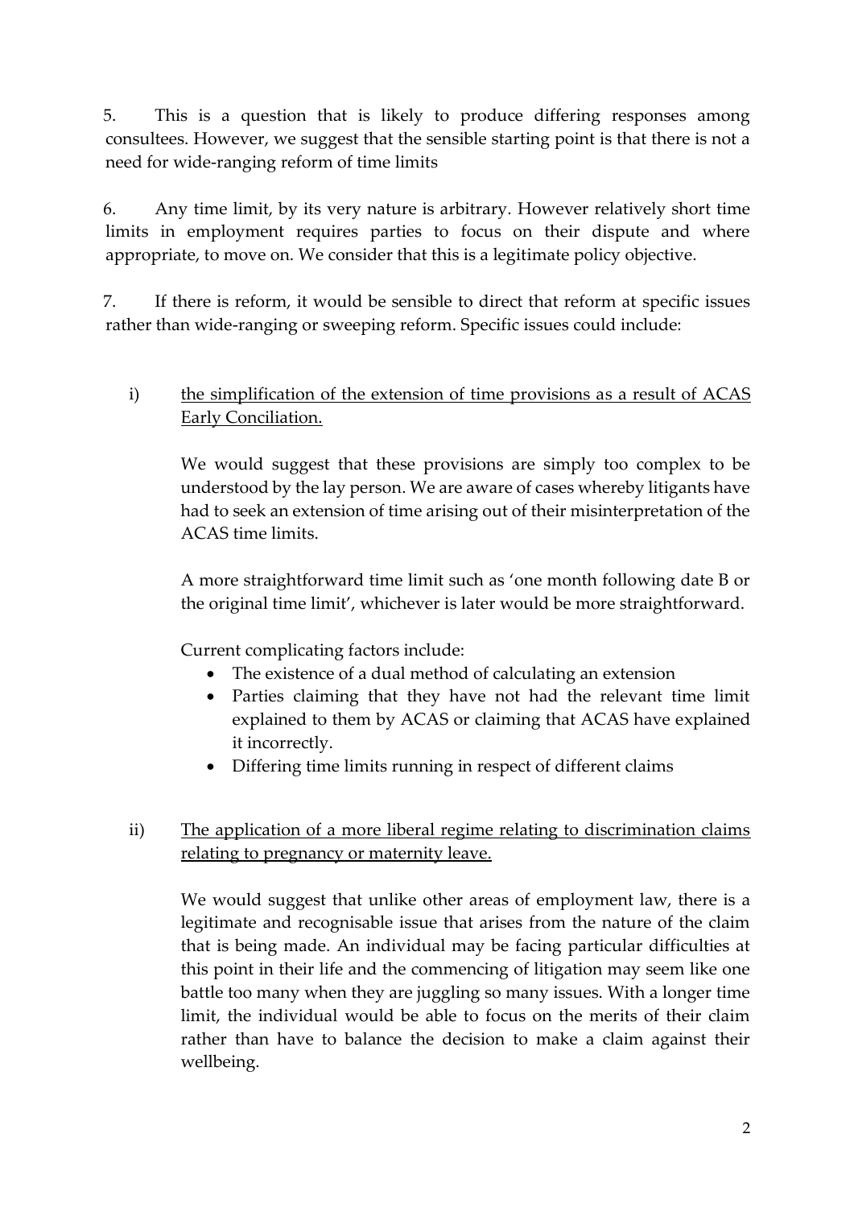5. This is a question that is likely to produce differing responses among consultees. However, we suggest that the sensible starting point is that there is not a need for wide-ranging reform of time limits

6. Any time limit, by its very nature is arbitrary. However relatively short time limits in employment requires parties to focus on their dispute and where appropriate, to move on. We consider that this is a legitimate policy objective.

7. If there is reform, it would be sensible to direct that reform at specific issues rather than wide-ranging or sweeping reform. Specific issues could include:

i) <u>the simplification of the extension of time provisions as a result of ACAS Early Conciliation.</u>

   We would suggest that these provisions are simply too complex to be understood by the lay person. We are aware of cases whereby litigants have had to seek an extension of time arising out of their misinterpretation of the ACAS time limits.

   A more straightforward time limit such as 'one month following date B or the original time limit', whichever is later would be more straightforward.

   Current complicating factors include:

   - The existence of a dual method of calculating an extension
   - Parties claiming that they have not had the relevant time limit explained to them by ACAS or claiming that ACAS have explained it incorrectly.
   - Differing time limits running in respect of different claims

ii) <u>The application of a more liberal regime relating to discrimination claims relating to pregnancy or maternity leave.</u>

   We would suggest that unlike other areas of employment law, there is a legitimate and recognisable issue that arises from the nature of the claim that is being made. An individual may be facing particular difficulties at this point in their life and the commencing of litigation may seem like one battle too many when they are juggling so many issues. With a longer time limit, the individual would be able to focus on the merits of their claim rather than have to balance the decision to make a claim against their wellbeing.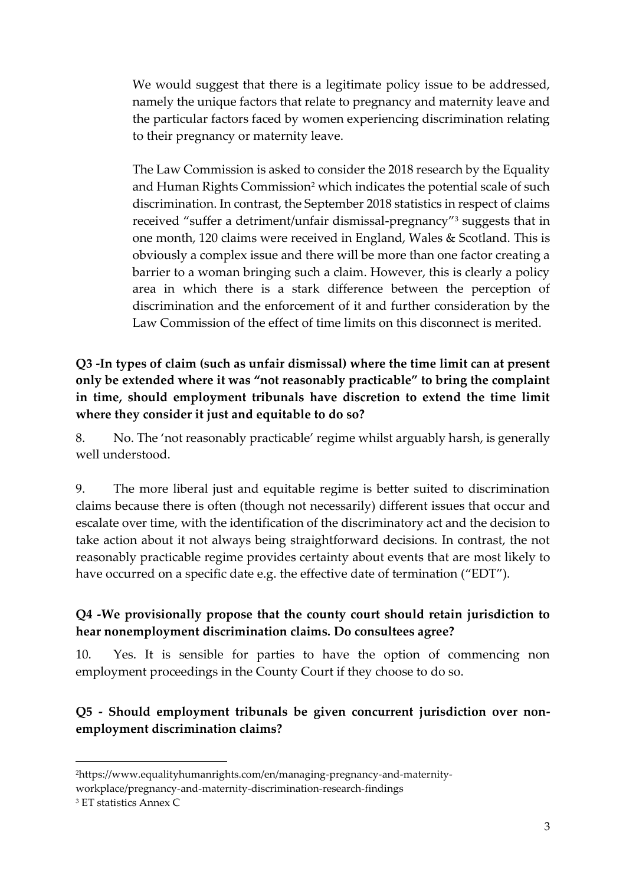We would suggest that there is a legitimate policy issue to be addressed, namely the unique factors that relate to pregnancy and maternity leave and the particular factors faced by women experiencing discrimination relating to their pregnancy or maternity leave.

The Law Commission is asked to consider the 2018 research by the Equality and Human Rights Commission[2] which indicates the potential scale of such discrimination. In contrast, the September 2018 statistics in respect of claims received "suffer a detriment/unfair dismissal-pregnancy"[3] suggests that in one month, 120 claims were received in England, Wales & Scotland. This is obviously a complex issue and there will be more than one factor creating a barrier to a woman bringing such a claim. However, this is clearly a policy area in which there is a stark difference between the perception of discrimination and the enforcement of it and further consideration by the Law Commission of the effect of time limits on this disconnect is merited.

**Q3 -In types of claim (such as unfair dismissal) where the time limit can at present only be extended where it was "not reasonably practicable" to bring the complaint in time, should employment tribunals have discretion to extend the time limit where they consider it just and equitable to do so?**

8. No. The 'not reasonably practicable' regime whilst arguably harsh, is generally well understood.

9. The more liberal just and equitable regime is better suited to discrimination claims because there is often (though not necessarily) different issues that occur and escalate over time, with the identification of the discriminatory act and the decision to take action about it not always being straightforward decisions. In contrast, the not reasonably practicable regime provides certainty about events that are most likely to have occurred on a specific date e.g. the effective date of termination ("EDT").

**Q4 -We provisionally propose that the county court should retain jurisdiction to hear nonemployment discrimination claims. Do consultees agree?**

10. Yes. It is sensible for parties to have the option of commencing non employment proceedings in the County Court if they choose to do so.

**Q5 - Should employment tribunals be given concurrent jurisdiction over non-employment discrimination claims?**

---

[2] https://www.equalityhumanrights.com/en/managing-pregnancy-and-maternity-workplace/pregnancy-and-maternity-discrimination-research-findings

[3] ET statistics Annex C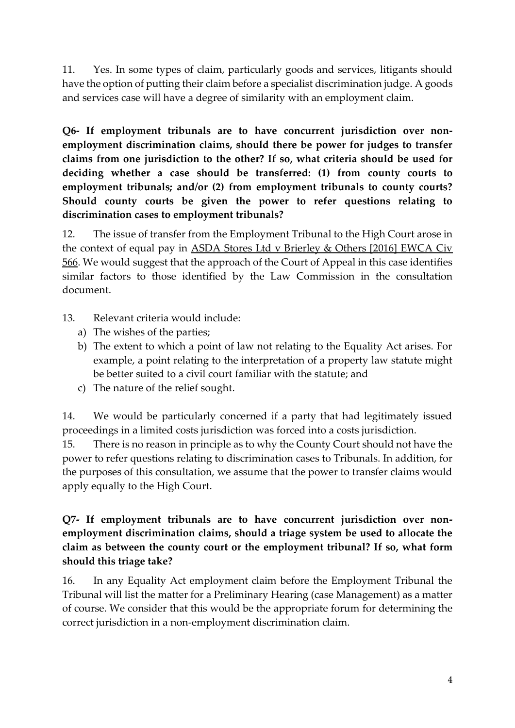11. Yes. In some types of claim, particularly goods and services, litigants should have the option of putting their claim before a specialist discrimination judge. A goods and services case will have a degree of similarity with an employment claim.

**Q6- If employment tribunals are to have concurrent jurisdiction over non-employment discrimination claims, should there be power for judges to transfer claims from one jurisdiction to the other? If so, what criteria should be used for deciding whether a case should be transferred: (1) from county courts to employment tribunals; and/or (2) from employment tribunals to county courts? Should county courts be given the power to refer questions relating to discrimination cases to employment tribunals?**

12. The issue of transfer from the Employment Tribunal to the High Court arose in the context of equal pay in ASDA Stores Ltd v Brierley & Others [2016] EWCA Civ 566. We would suggest that the approach of the Court of Appeal in this case identifies similar factors to those identified by the Law Commission in the consultation document.

13. Relevant criteria would include:
   a) The wishes of the parties;
   b) The extent to which a point of law not relating to the Equality Act arises. For example, a point relating to the interpretation of a property law statute might be better suited to a civil court familiar with the statute; and
   c) The nature of the relief sought.

14. We would be particularly concerned if a party that had legitimately issued proceedings in a limited costs jurisdiction was forced into a costs jurisdiction.

15. There is no reason in principle as to why the County Court should not have the power to refer questions relating to discrimination cases to Tribunals. In addition, for the purposes of this consultation, we assume that the power to transfer claims would apply equally to the High Court.

**Q7- If employment tribunals are to have concurrent jurisdiction over non-employment discrimination claims, should a triage system be used to allocate the claim as between the county court or the employment tribunal? If so, what form should this triage take?**

16. In any Equality Act employment claim before the Employment Tribunal the Tribunal will list the matter for a Preliminary Hearing (case Management) as a matter of course. We consider that this would be the appropriate forum for determining the correct jurisdiction in a non-employment discrimination claim.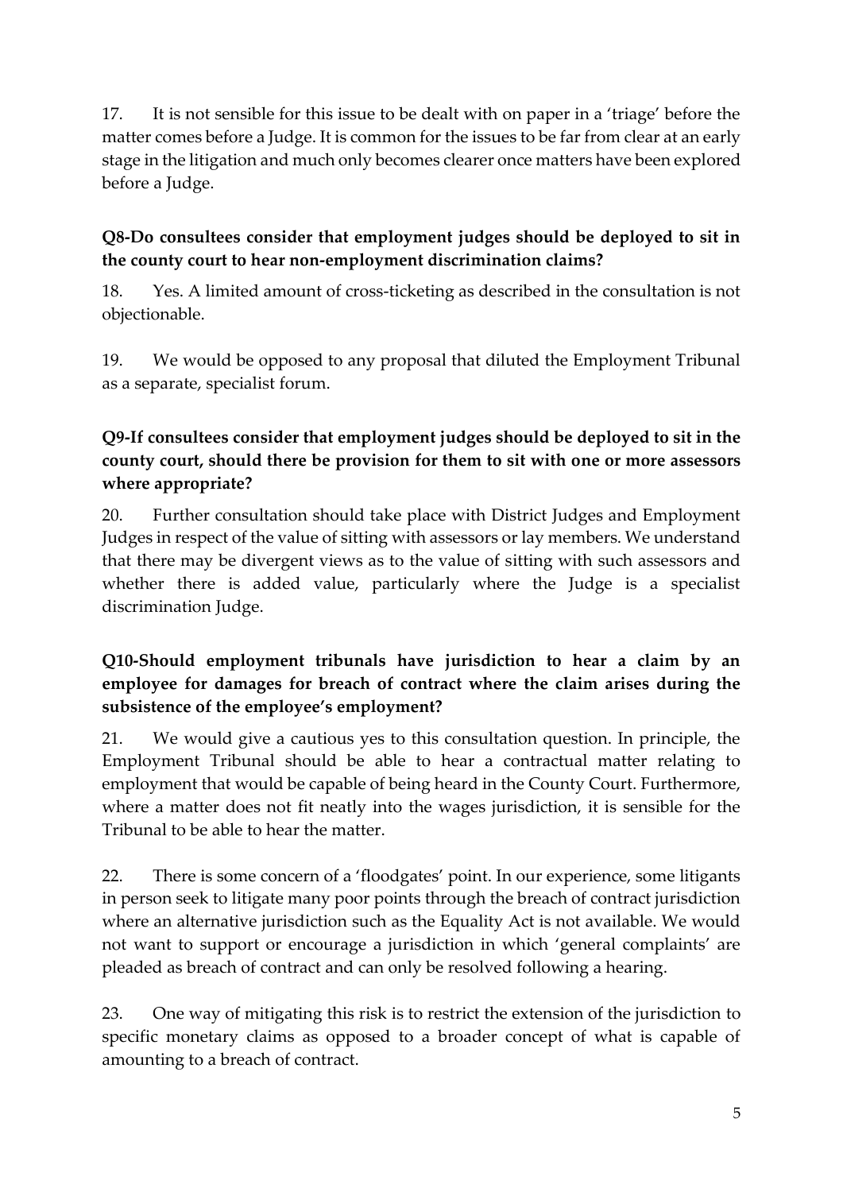17. It is not sensible for this issue to be dealt with on paper in a 'triage' before the matter comes before a Judge. It is common for the issues to be far from clear at an early stage in the litigation and much only becomes clearer once matters have been explored before a Judge.

**Q8-Do consultees consider that employment judges should be deployed to sit in the county court to hear non-employment discrimination claims?**

18. Yes. A limited amount of cross-ticketing as described in the consultation is not objectionable.

19. We would be opposed to any proposal that diluted the Employment Tribunal as a separate, specialist forum.

**Q9-If consultees consider that employment judges should be deployed to sit in the county court, should there be provision for them to sit with one or more assessors where appropriate?**

20. Further consultation should take place with District Judges and Employment Judges in respect of the value of sitting with assessors or lay members. We understand that there may be divergent views as to the value of sitting with such assessors and whether there is added value, particularly where the Judge is a specialist discrimination Judge.

**Q10-Should employment tribunals have jurisdiction to hear a claim by an employee for damages for breach of contract where the claim arises during the subsistence of the employee's employment?**

21. We would give a cautious yes to this consultation question. In principle, the Employment Tribunal should be able to hear a contractual matter relating to employment that would be capable of being heard in the County Court. Furthermore, where a matter does not fit neatly into the wages jurisdiction, it is sensible for the Tribunal to be able to hear the matter.

22. There is some concern of a 'floodgates' point. In our experience, some litigants in person seek to litigate many poor points through the breach of contract jurisdiction where an alternative jurisdiction such as the Equality Act is not available. We would not want to support or encourage a jurisdiction in which 'general complaints' are pleaded as breach of contract and can only be resolved following a hearing.

23. One way of mitigating this risk is to restrict the extension of the jurisdiction to specific monetary claims as opposed to a broader concept of what is capable of amounting to a breach of contract.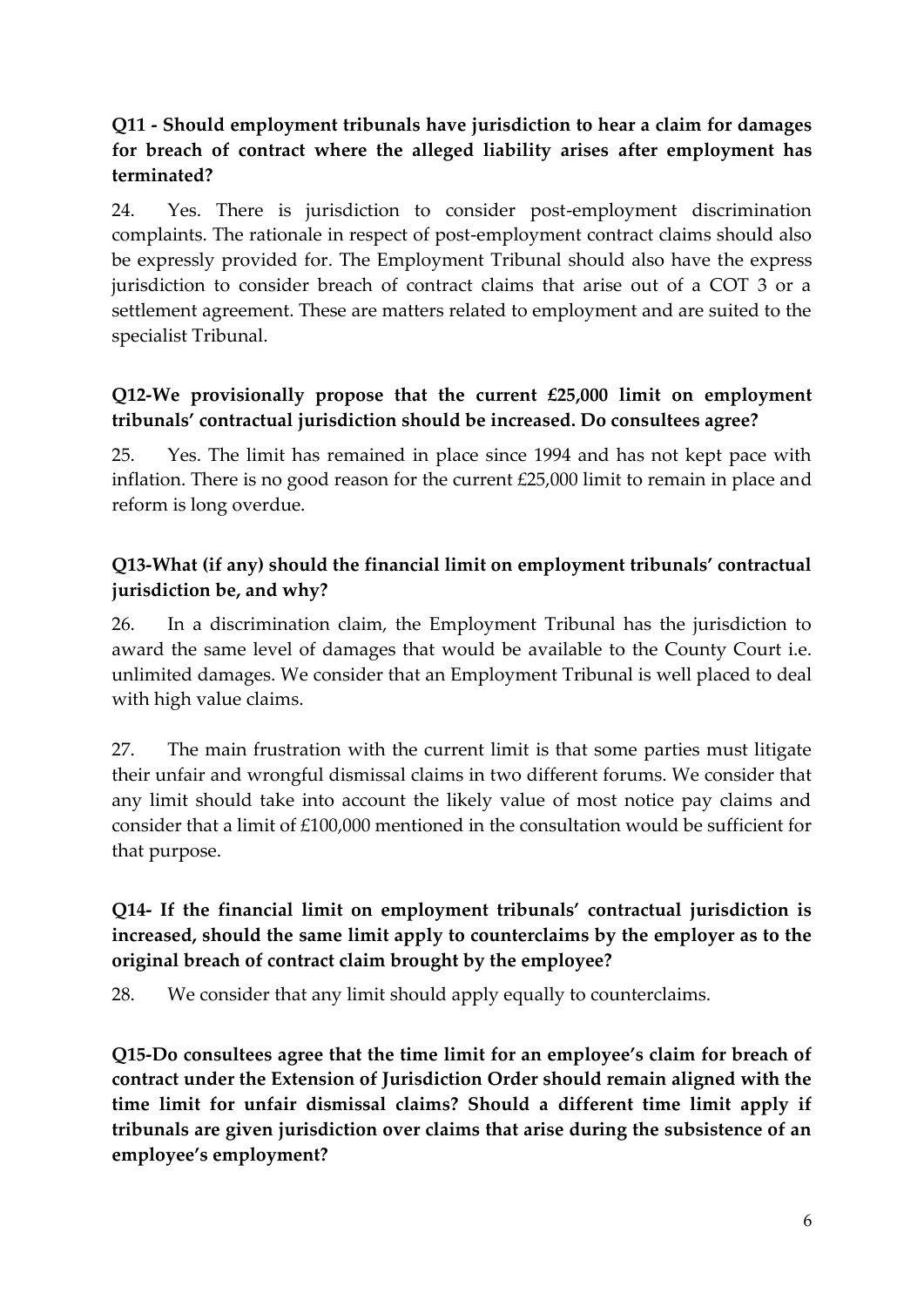**Q11 - Should employment tribunals have jurisdiction to hear a claim for damages for breach of contract where the alleged liability arises after employment has terminated?**

24. Yes. There is jurisdiction to consider post-employment discrimination complaints. The rationale in respect of post-employment contract claims should also be expressly provided for. The Employment Tribunal should also have the express jurisdiction to consider breach of contract claims that arise out of a COT 3 or a settlement agreement. These are matters related to employment and are suited to the specialist Tribunal.

**Q12-We provisionally propose that the current £25,000 limit on employment tribunals' contractual jurisdiction should be increased. Do consultees agree?**

25. Yes. The limit has remained in place since 1994 and has not kept pace with inflation. There is no good reason for the current £25,000 limit to remain in place and reform is long overdue.

**Q13-What (if any) should the financial limit on employment tribunals' contractual jurisdiction be, and why?**

26. In a discrimination claim, the Employment Tribunal has the jurisdiction to award the same level of damages that would be available to the County Court i.e. unlimited damages. We consider that an Employment Tribunal is well placed to deal with high value claims.

27. The main frustration with the current limit is that some parties must litigate their unfair and wrongful dismissal claims in two different forums. We consider that any limit should take into account the likely value of most notice pay claims and consider that a limit of £100,000 mentioned in the consultation would be sufficient for that purpose.

**Q14- If the financial limit on employment tribunals' contractual jurisdiction is increased, should the same limit apply to counterclaims by the employer as to the original breach of contract claim brought by the employee?**

28. We consider that any limit should apply equally to counterclaims.

**Q15-Do consultees agree that the time limit for an employee's claim for breach of contract under the Extension of Jurisdiction Order should remain aligned with the time limit for unfair dismissal claims? Should a different time limit apply if tribunals are given jurisdiction over claims that arise during the subsistence of an employee's employment?**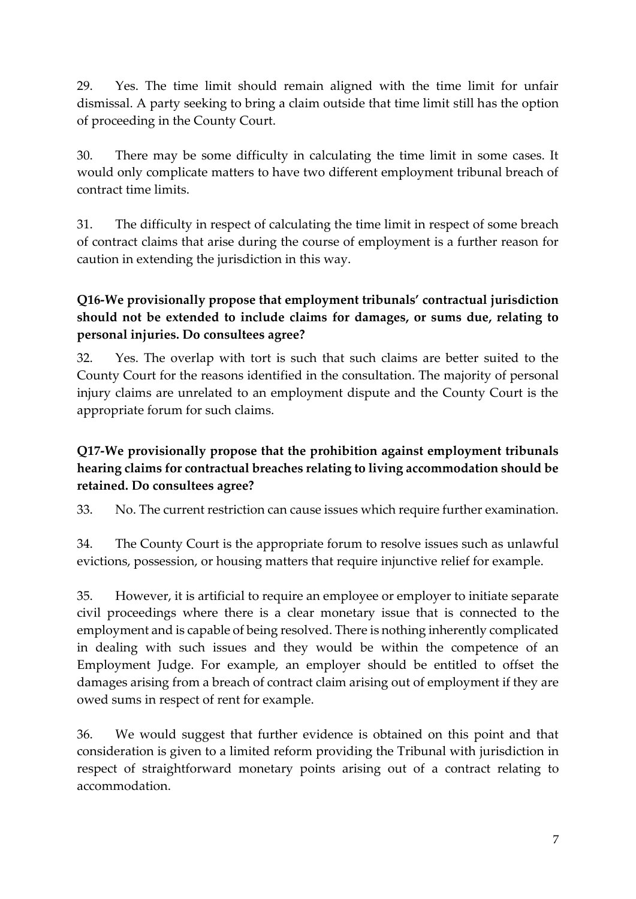29. Yes. The time limit should remain aligned with the time limit for unfair dismissal. A party seeking to bring a claim outside that time limit still has the option of proceeding in the County Court.

30. There may be some difficulty in calculating the time limit in some cases. It would only complicate matters to have two different employment tribunal breach of contract time limits.

31. The difficulty in respect of calculating the time limit in respect of some breach of contract claims that arise during the course of employment is a further reason for caution in extending the jurisdiction in this way.

**Q16-We provisionally propose that employment tribunals' contractual jurisdiction should not be extended to include claims for damages, or sums due, relating to personal injuries. Do consultees agree?**

32. Yes. The overlap with tort is such that such claims are better suited to the County Court for the reasons identified in the consultation. The majority of personal injury claims are unrelated to an employment dispute and the County Court is the appropriate forum for such claims.

**Q17-We provisionally propose that the prohibition against employment tribunals hearing claims for contractual breaches relating to living accommodation should be retained. Do consultees agree?**

33. No. The current restriction can cause issues which require further examination.

34. The County Court is the appropriate forum to resolve issues such as unlawful evictions, possession, or housing matters that require injunctive relief for example.

35. However, it is artificial to require an employee or employer to initiate separate civil proceedings where there is a clear monetary issue that is connected to the employment and is capable of being resolved. There is nothing inherently complicated in dealing with such issues and they would be within the competence of an Employment Judge. For example, an employer should be entitled to offset the damages arising from a breach of contract claim arising out of employment if they are owed sums in respect of rent for example.

36. We would suggest that further evidence is obtained on this point and that consideration is given to a limited reform providing the Tribunal with jurisdiction in respect of straightforward monetary points arising out of a contract relating to accommodation.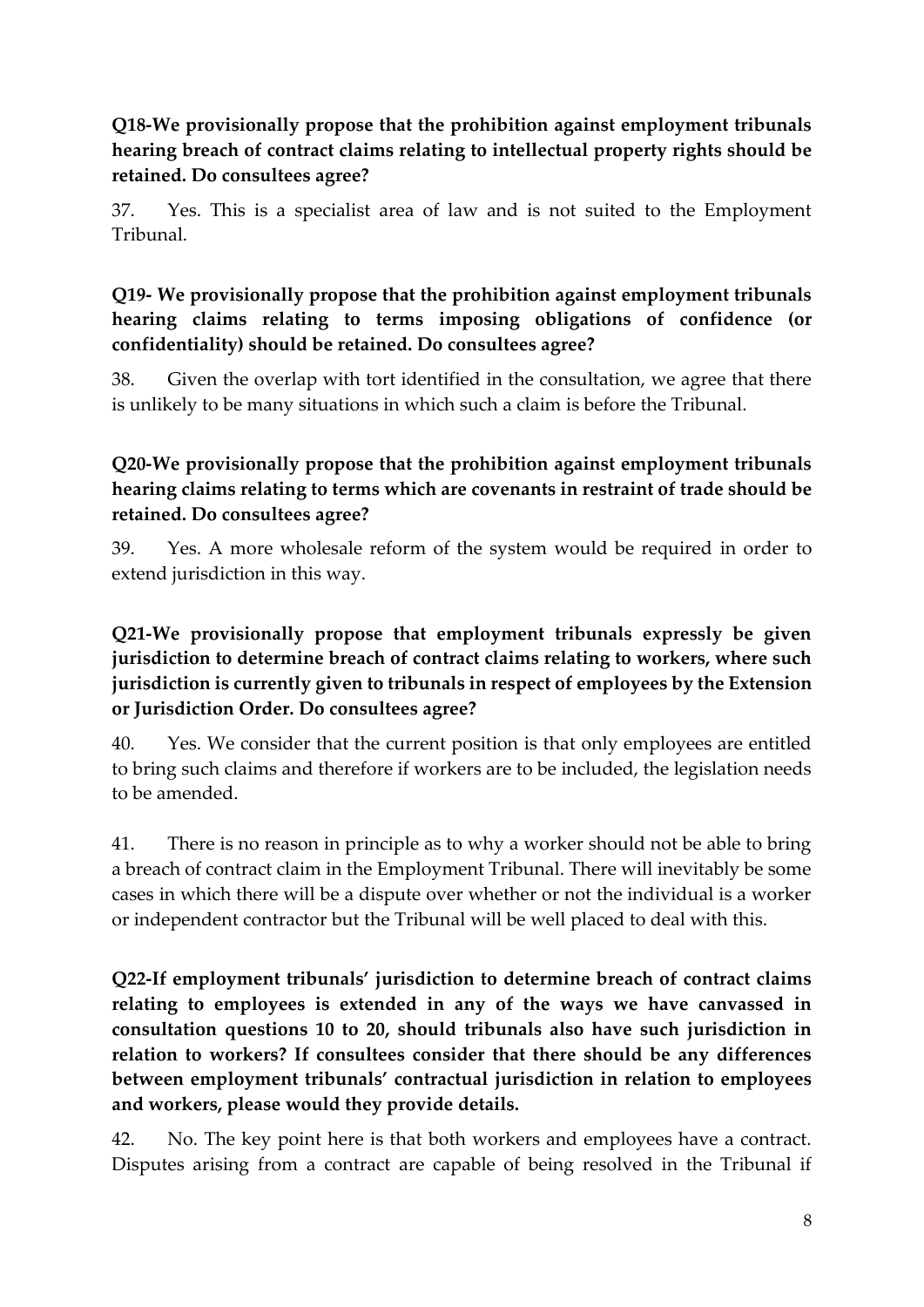**Q18-We provisionally propose that the prohibition against employment tribunals hearing breach of contract claims relating to intellectual property rights should be retained. Do consultees agree?**

37. Yes. This is a specialist area of law and is not suited to the Employment Tribunal.

**Q19- We provisionally propose that the prohibition against employment tribunals hearing claims relating to terms imposing obligations of confidence (or confidentiality) should be retained. Do consultees agree?**

38. Given the overlap with tort identified in the consultation, we agree that there is unlikely to be many situations in which such a claim is before the Tribunal.

**Q20-We provisionally propose that the prohibition against employment tribunals hearing claims relating to terms which are covenants in restraint of trade should be retained. Do consultees agree?**

39. Yes. A more wholesale reform of the system would be required in order to extend jurisdiction in this way.

**Q21-We provisionally propose that employment tribunals expressly be given jurisdiction to determine breach of contract claims relating to workers, where such jurisdiction is currently given to tribunals in respect of employees by the Extension or Jurisdiction Order. Do consultees agree?**

40. Yes. We consider that the current position is that only employees are entitled to bring such claims and therefore if workers are to be included, the legislation needs to be amended.

41. There is no reason in principle as to why a worker should not be able to bring a breach of contract claim in the Employment Tribunal. There will inevitably be some cases in which there will be a dispute over whether or not the individual is a worker or independent contractor but the Tribunal will be well placed to deal with this.

**Q22-If employment tribunals' jurisdiction to determine breach of contract claims relating to employees is extended in any of the ways we have canvassed in consultation questions 10 to 20, should tribunals also have such jurisdiction in relation to workers? If consultees consider that there should be any differences between employment tribunals' contractual jurisdiction in relation to employees and workers, please would they provide details.**

42. No. The key point here is that both workers and employees have a contract. Disputes arising from a contract are capable of being resolved in the Tribunal if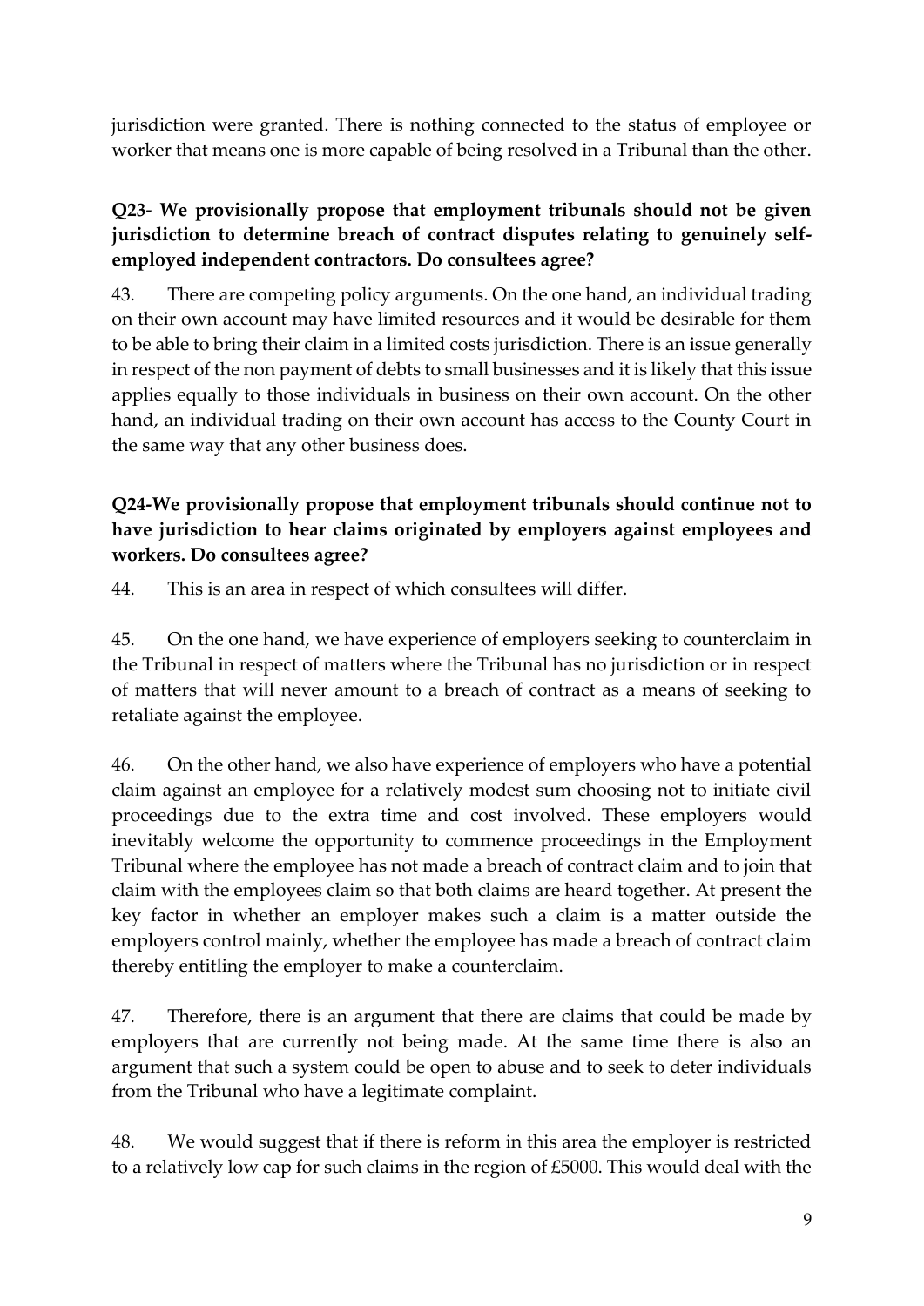jurisdiction were granted. There is nothing connected to the status of employee or worker that means one is more capable of being resolved in a Tribunal than the other.

**Q23- We provisionally propose that employment tribunals should not be given jurisdiction to determine breach of contract disputes relating to genuinely self-employed independent contractors. Do consultees agree?**

43. There are competing policy arguments. On the one hand, an individual trading on their own account may have limited resources and it would be desirable for them to be able to bring their claim in a limited costs jurisdiction. There is an issue generally in respect of the non payment of debts to small businesses and it is likely that this issue applies equally to those individuals in business on their own account. On the other hand, an individual trading on their own account has access to the County Court in the same way that any other business does.

**Q24-We provisionally propose that employment tribunals should continue not to have jurisdiction to hear claims originated by employers against employees and workers. Do consultees agree?**

44. This is an area in respect of which consultees will differ.

45. On the one hand, we have experience of employers seeking to counterclaim in the Tribunal in respect of matters where the Tribunal has no jurisdiction or in respect of matters that will never amount to a breach of contract as a means of seeking to retaliate against the employee.

46. On the other hand, we also have experience of employers who have a potential claim against an employee for a relatively modest sum choosing not to initiate civil proceedings due to the extra time and cost involved. These employers would inevitably welcome the opportunity to commence proceedings in the Employment Tribunal where the employee has not made a breach of contract claim and to join that claim with the employees claim so that both claims are heard together. At present the key factor in whether an employer makes such a claim is a matter outside the employers control mainly, whether the employee has made a breach of contract claim thereby entitling the employer to make a counterclaim.

47. Therefore, there is an argument that there are claims that could be made by employers that are currently not being made. At the same time there is also an argument that such a system could be open to abuse and to seek to deter individuals from the Tribunal who have a legitimate complaint.

48. We would suggest that if there is reform in this area the employer is restricted to a relatively low cap for such claims in the region of £5000. This would deal with the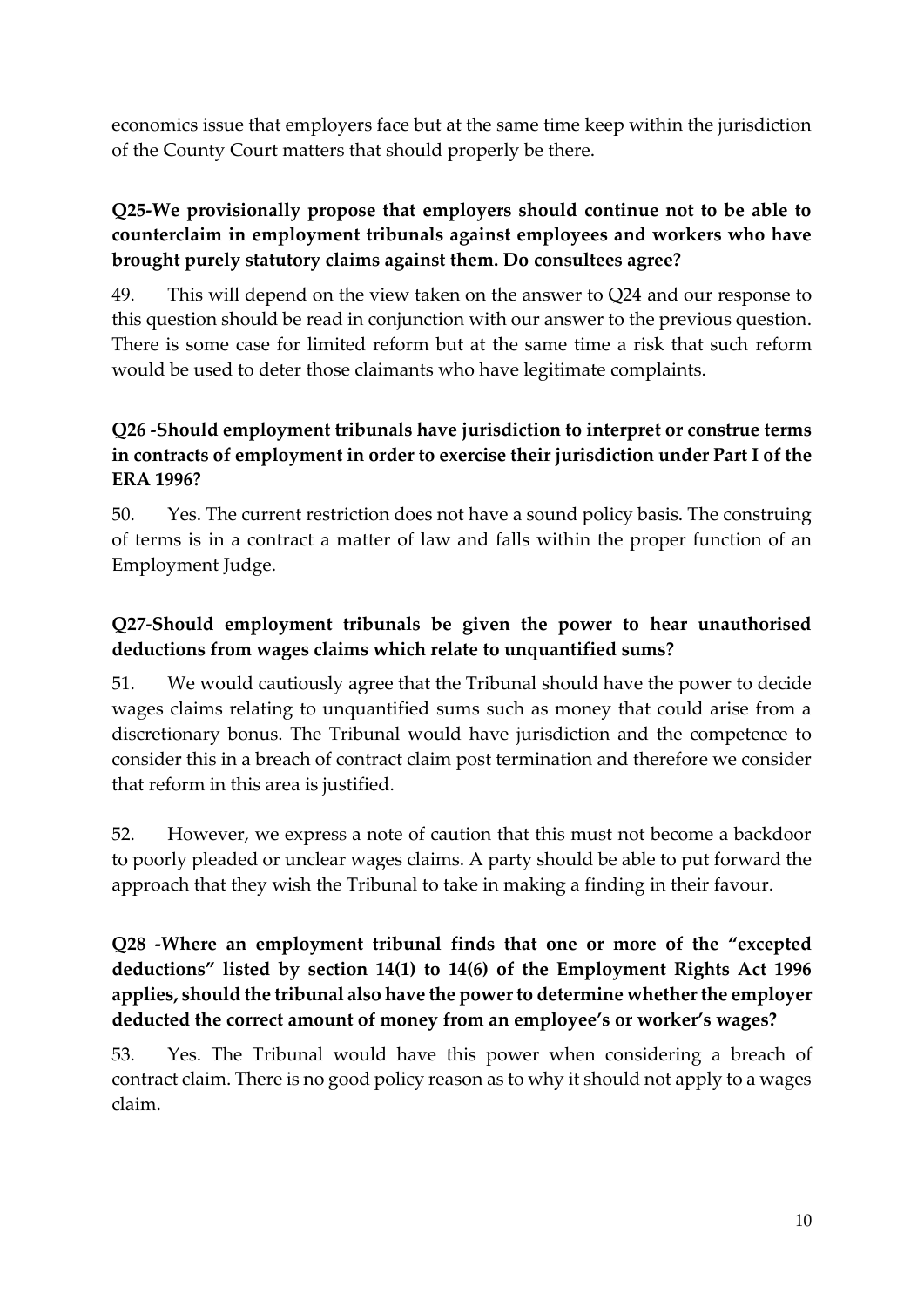economics issue that employers face but at the same time keep within the jurisdiction of the County Court matters that should properly be there.

**Q25-We provisionally propose that employers should continue not to be able to counterclaim in employment tribunals against employees and workers who have brought purely statutory claims against them. Do consultees agree?**

49. This will depend on the view taken on the answer to Q24 and our response to this question should be read in conjunction with our answer to the previous question. There is some case for limited reform but at the same time a risk that such reform would be used to deter those claimants who have legitimate complaints.

**Q26 -Should employment tribunals have jurisdiction to interpret or construe terms in contracts of employment in order to exercise their jurisdiction under Part I of the ERA 1996?**

50. Yes. The current restriction does not have a sound policy basis. The construing of terms is in a contract a matter of law and falls within the proper function of an Employment Judge.

**Q27-Should employment tribunals be given the power to hear unauthorised deductions from wages claims which relate to unquantified sums?**

51. We would cautiously agree that the Tribunal should have the power to decide wages claims relating to unquantified sums such as money that could arise from a discretionary bonus. The Tribunal would have jurisdiction and the competence to consider this in a breach of contract claim post termination and therefore we consider that reform in this area is justified.

52. However, we express a note of caution that this must not become a backdoor to poorly pleaded or unclear wages claims. A party should be able to put forward the approach that they wish the Tribunal to take in making a finding in their favour.

**Q28 -Where an employment tribunal finds that one or more of the "excepted deductions" listed by section 14(1) to 14(6) of the Employment Rights Act 1996 applies, should the tribunal also have the power to determine whether the employer deducted the correct amount of money from an employee's or worker's wages?**

53. Yes. The Tribunal would have this power when considering a breach of contract claim. There is no good policy reason as to why it should not apply to a wages claim.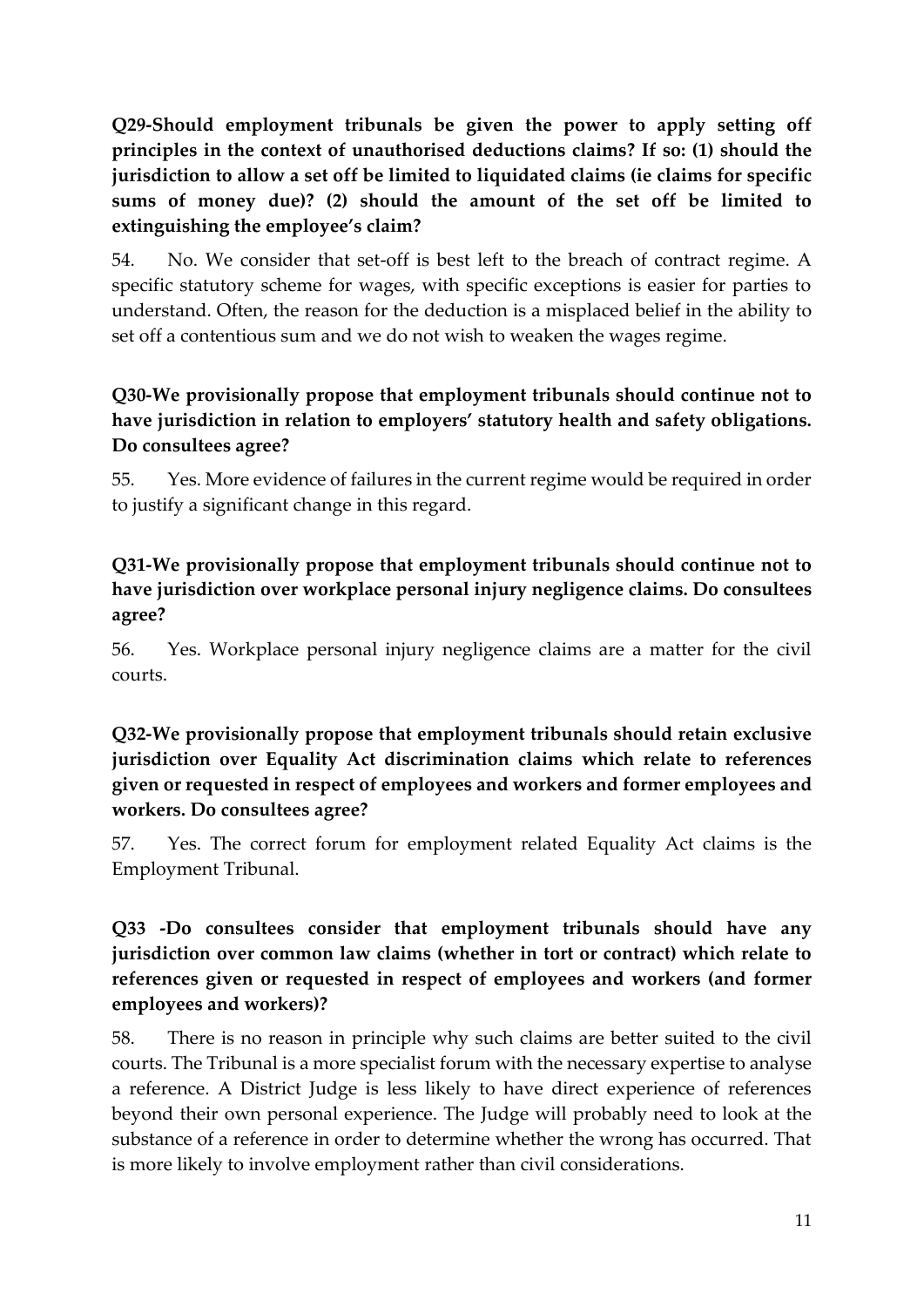**Q29-Should employment tribunals be given the power to apply setting off principles in the context of unauthorised deductions claims? If so: (1) should the jurisdiction to allow a set off be limited to liquidated claims (ie claims for specific sums of money due)? (2) should the amount of the set off be limited to extinguishing the employee's claim?**

54. No. We consider that set-off is best left to the breach of contract regime. A specific statutory scheme for wages, with specific exceptions is easier for parties to understand. Often, the reason for the deduction is a misplaced belief in the ability to set off a contentious sum and we do not wish to weaken the wages regime.

**Q30-We provisionally propose that employment tribunals should continue not to have jurisdiction in relation to employers' statutory health and safety obligations. Do consultees agree?**

55. Yes. More evidence of failures in the current regime would be required in order to justify a significant change in this regard.

**Q31-We provisionally propose that employment tribunals should continue not to have jurisdiction over workplace personal injury negligence claims. Do consultees agree?**

56. Yes. Workplace personal injury negligence claims are a matter for the civil courts.

**Q32-We provisionally propose that employment tribunals should retain exclusive jurisdiction over Equality Act discrimination claims which relate to references given or requested in respect of employees and workers and former employees and workers. Do consultees agree?**

57. Yes. The correct forum for employment related Equality Act claims is the Employment Tribunal.

**Q33 -Do consultees consider that employment tribunals should have any jurisdiction over common law claims (whether in tort or contract) which relate to references given or requested in respect of employees and workers (and former employees and workers)?**

58. There is no reason in principle why such claims are better suited to the civil courts. The Tribunal is a more specialist forum with the necessary expertise to analyse a reference. A District Judge is less likely to have direct experience of references beyond their own personal experience. The Judge will probably need to look at the substance of a reference in order to determine whether the wrong has occurred. That is more likely to involve employment rather than civil considerations.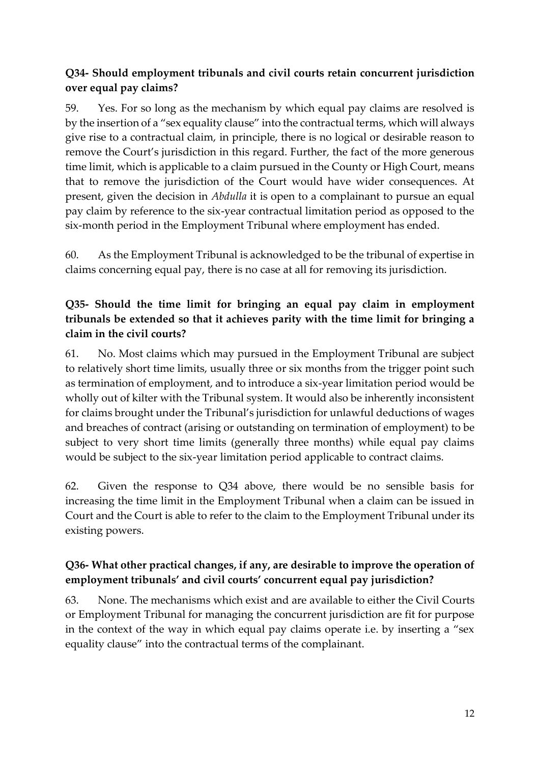### Q34- Should employment tribunals and civil courts retain concurrent jurisdiction over equal pay claims?

59. Yes. For so long as the mechanism by which equal pay claims are resolved is by the insertion of a "sex equality clause" into the contractual terms, which will always give rise to a contractual claim, in principle, there is no logical or desirable reason to remove the Court's jurisdiction in this regard. Further, the fact of the more generous time limit, which is applicable to a claim pursued in the County or High Court, means that to remove the jurisdiction of the Court would have wider consequences. At present, given the decision in *Abdulla* it is open to a complainant to pursue an equal pay claim by reference to the six-year contractual limitation period as opposed to the six-month period in the Employment Tribunal where employment has ended.

60. As the Employment Tribunal is acknowledged to be the tribunal of expertise in claims concerning equal pay, there is no case at all for removing its jurisdiction.

### Q35- Should the time limit for bringing an equal pay claim in employment tribunals be extended so that it achieves parity with the time limit for bringing a claim in the civil courts?

61. No. Most claims which may pursued in the Employment Tribunal are subject to relatively short time limits, usually three or six months from the trigger point such as termination of employment, and to introduce a six-year limitation period would be wholly out of kilter with the Tribunal system. It would also be inherently inconsistent for claims brought under the Tribunal's jurisdiction for unlawful deductions of wages and breaches of contract (arising or outstanding on termination of employment) to be subject to very short time limits (generally three months) while equal pay claims would be subject to the six-year limitation period applicable to contract claims.

62. Given the response to Q34 above, there would be no sensible basis for increasing the time limit in the Employment Tribunal when a claim can be issued in Court and the Court is able to refer to the claim to the Employment Tribunal under its existing powers.

### Q36- What other practical changes, if any, are desirable to improve the operation of employment tribunals' and civil courts' concurrent equal pay jurisdiction?

63. None. The mechanisms which exist and are available to either the Civil Courts or Employment Tribunal for managing the concurrent jurisdiction are fit for purpose in the context of the way in which equal pay claims operate i.e. by inserting a "sex equality clause" into the contractual terms of the complainant.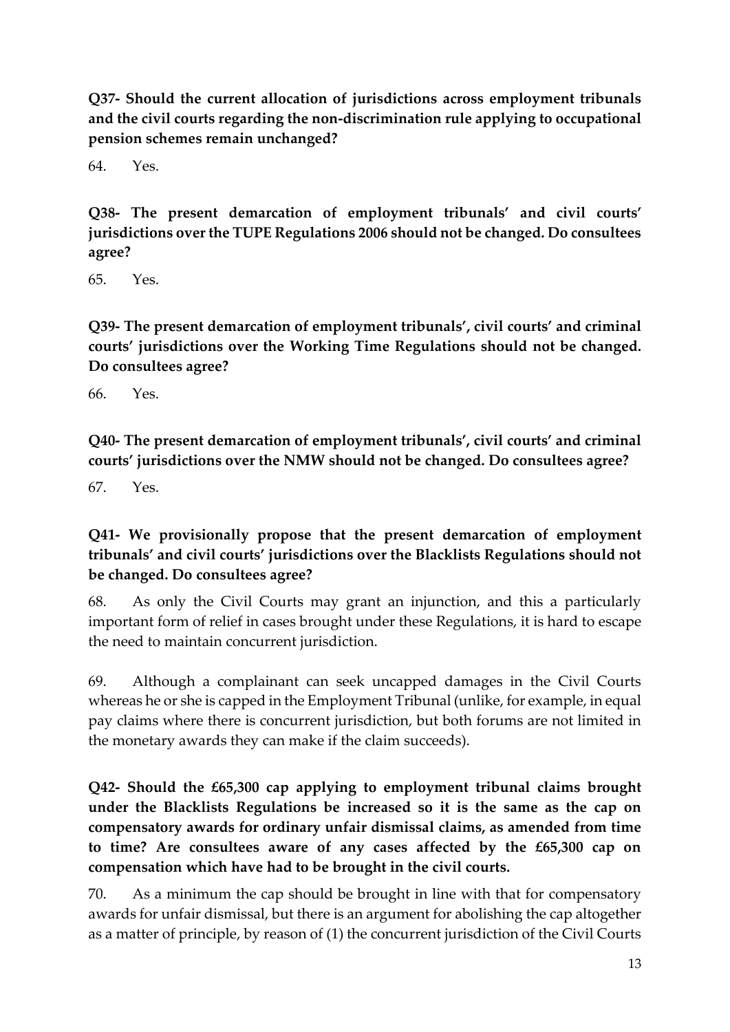**Q37- Should the current allocation of jurisdictions across employment tribunals and the civil courts regarding the non-discrimination rule applying to occupational pension schemes remain unchanged?**

64. Yes.

**Q38- The present demarcation of employment tribunals' and civil courts' jurisdictions over the TUPE Regulations 2006 should not be changed. Do consultees agree?**

65. Yes.

**Q39- The present demarcation of employment tribunals', civil courts' and criminal courts' jurisdictions over the Working Time Regulations should not be changed. Do consultees agree?**

66. Yes.

**Q40- The present demarcation of employment tribunals', civil courts' and criminal courts' jurisdictions over the NMW should not be changed. Do consultees agree?**

67. Yes.

**Q41- We provisionally propose that the present demarcation of employment tribunals' and civil courts' jurisdictions over the Blacklists Regulations should not be changed. Do consultees agree?**

68. As only the Civil Courts may grant an injunction, and this a particularly important form of relief in cases brought under these Regulations, it is hard to escape the need to maintain concurrent jurisdiction.

69. Although a complainant can seek uncapped damages in the Civil Courts whereas he or she is capped in the Employment Tribunal (unlike, for example, in equal pay claims where there is concurrent jurisdiction, but both forums are not limited in the monetary awards they can make if the claim succeeds).

**Q42- Should the £65,300 cap applying to employment tribunal claims brought under the Blacklists Regulations be increased so it is the same as the cap on compensatory awards for ordinary unfair dismissal claims, as amended from time to time? Are consultees aware of any cases affected by the £65,300 cap on compensation which have had to be brought in the civil courts.**

70. As a minimum the cap should be brought in line with that for compensatory awards for unfair dismissal, but there is an argument for abolishing the cap altogether as a matter of principle, by reason of (1) the concurrent jurisdiction of the Civil Courts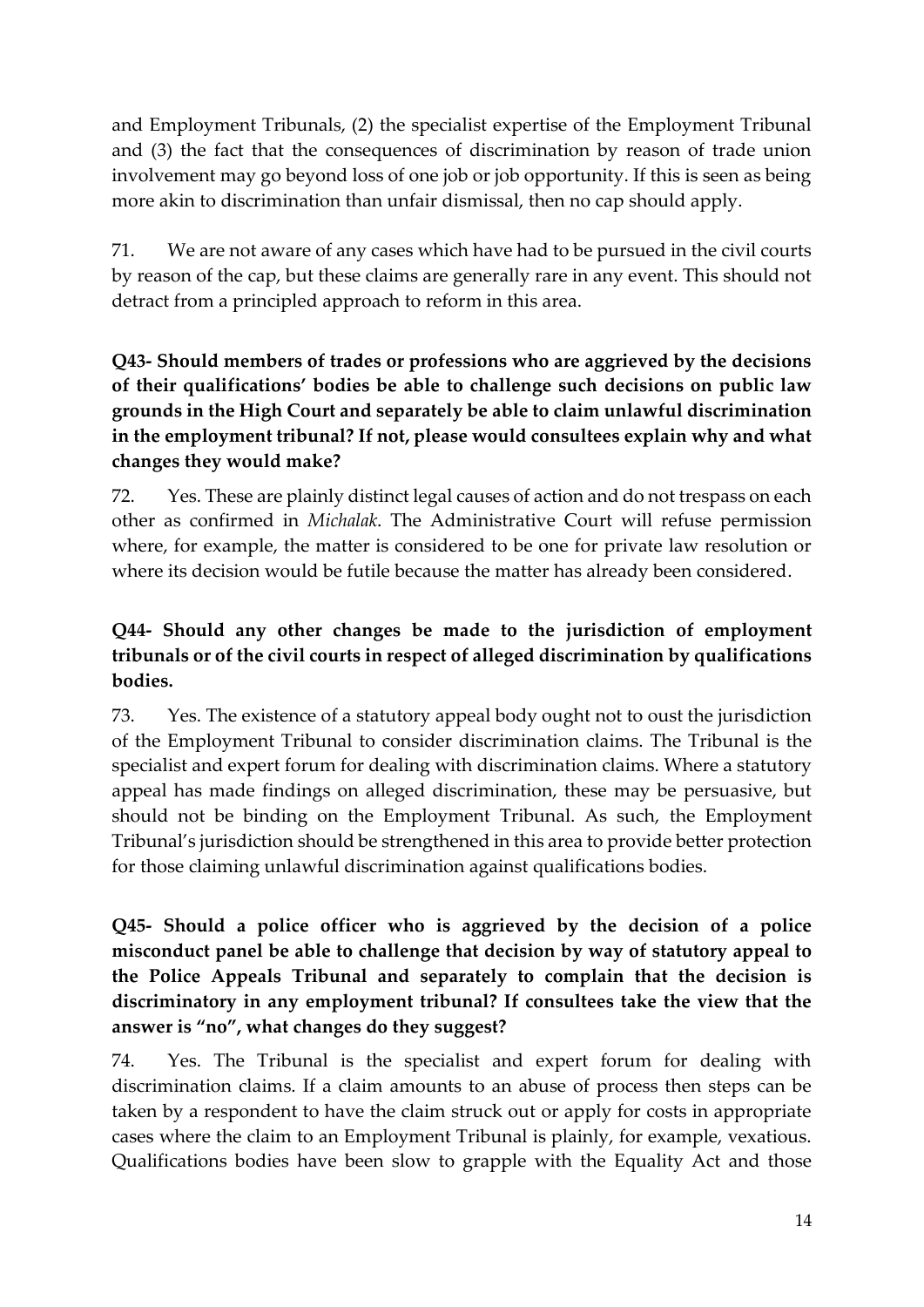and Employment Tribunals, (2) the specialist expertise of the Employment Tribunal and (3) the fact that the consequences of discrimination by reason of trade union involvement may go beyond loss of one job or job opportunity. If this is seen as being more akin to discrimination than unfair dismissal, then no cap should apply.

71. We are not aware of any cases which have had to be pursued in the civil courts by reason of the cap, but these claims are generally rare in any event. This should not detract from a principled approach to reform in this area.

**Q43- Should members of trades or professions who are aggrieved by the decisions of their qualifications' bodies be able to challenge such decisions on public law grounds in the High Court and separately be able to claim unlawful discrimination in the employment tribunal? If not, please would consultees explain why and what changes they would make?**

72. Yes. These are plainly distinct legal causes of action and do not trespass on each other as confirmed in *Michalak*. The Administrative Court will refuse permission where, for example, the matter is considered to be one for private law resolution or where its decision would be futile because the matter has already been considered.

**Q44- Should any other changes be made to the jurisdiction of employment tribunals or of the civil courts in respect of alleged discrimination by qualifications bodies.**

73. Yes. The existence of a statutory appeal body ought not to oust the jurisdiction of the Employment Tribunal to consider discrimination claims. The Tribunal is the specialist and expert forum for dealing with discrimination claims. Where a statutory appeal has made findings on alleged discrimination, these may be persuasive, but should not be binding on the Employment Tribunal. As such, the Employment Tribunal's jurisdiction should be strengthened in this area to provide better protection for those claiming unlawful discrimination against qualifications bodies.

**Q45- Should a police officer who is aggrieved by the decision of a police misconduct panel be able to challenge that decision by way of statutory appeal to the Police Appeals Tribunal and separately to complain that the decision is discriminatory in any employment tribunal? If consultees take the view that the answer is "no", what changes do they suggest?**

74. Yes. The Tribunal is the specialist and expert forum for dealing with discrimination claims. If a claim amounts to an abuse of process then steps can be taken by a respondent to have the claim struck out or apply for costs in appropriate cases where the claim to an Employment Tribunal is plainly, for example, vexatious. Qualifications bodies have been slow to grapple with the Equality Act and those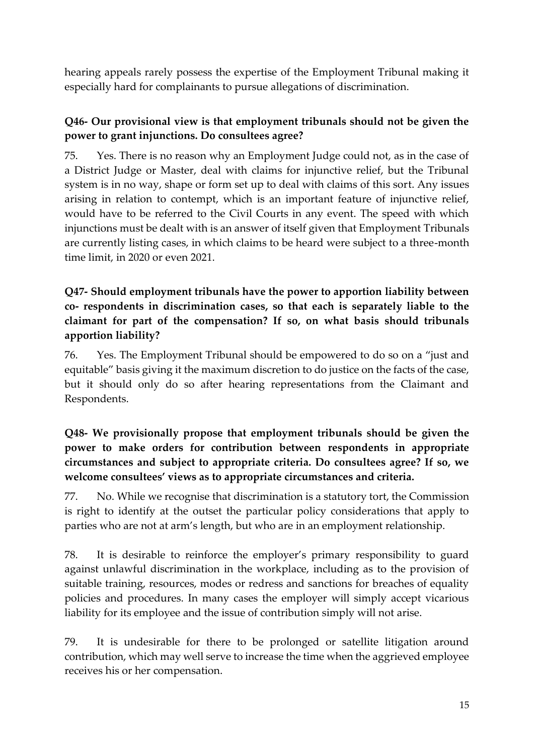hearing appeals rarely possess the expertise of the Employment Tribunal making it especially hard for complainants to pursue allegations of discrimination.

**Q46- Our provisional view is that employment tribunals should not be given the power to grant injunctions. Do consultees agree?**

75. Yes. There is no reason why an Employment Judge could not, as in the case of a District Judge or Master, deal with claims for injunctive relief, but the Tribunal system is in no way, shape or form set up to deal with claims of this sort. Any issues arising in relation to contempt, which is an important feature of injunctive relief, would have to be referred to the Civil Courts in any event. The speed with which injunctions must be dealt with is an answer of itself given that Employment Tribunals are currently listing cases, in which claims to be heard were subject to a three-month time limit, in 2020 or even 2021.

**Q47- Should employment tribunals have the power to apportion liability between co- respondents in discrimination cases, so that each is separately liable to the claimant for part of the compensation? If so, on what basis should tribunals apportion liability?**

76. Yes. The Employment Tribunal should be empowered to do so on a "just and equitable" basis giving it the maximum discretion to do justice on the facts of the case, but it should only do so after hearing representations from the Claimant and Respondents.

**Q48- We provisionally propose that employment tribunals should be given the power to make orders for contribution between respondents in appropriate circumstances and subject to appropriate criteria. Do consultees agree? If so, we welcome consultees' views as to appropriate circumstances and criteria.**

77. No. While we recognise that discrimination is a statutory tort, the Commission is right to identify at the outset the particular policy considerations that apply to parties who are not at arm's length, but who are in an employment relationship.

78. It is desirable to reinforce the employer's primary responsibility to guard against unlawful discrimination in the workplace, including as to the provision of suitable training, resources, modes or redress and sanctions for breaches of equality policies and procedures. In many cases the employer will simply accept vicarious liability for its employee and the issue of contribution simply will not arise.

79. It is undesirable for there to be prolonged or satellite litigation around contribution, which may well serve to increase the time when the aggrieved employee receives his or her compensation.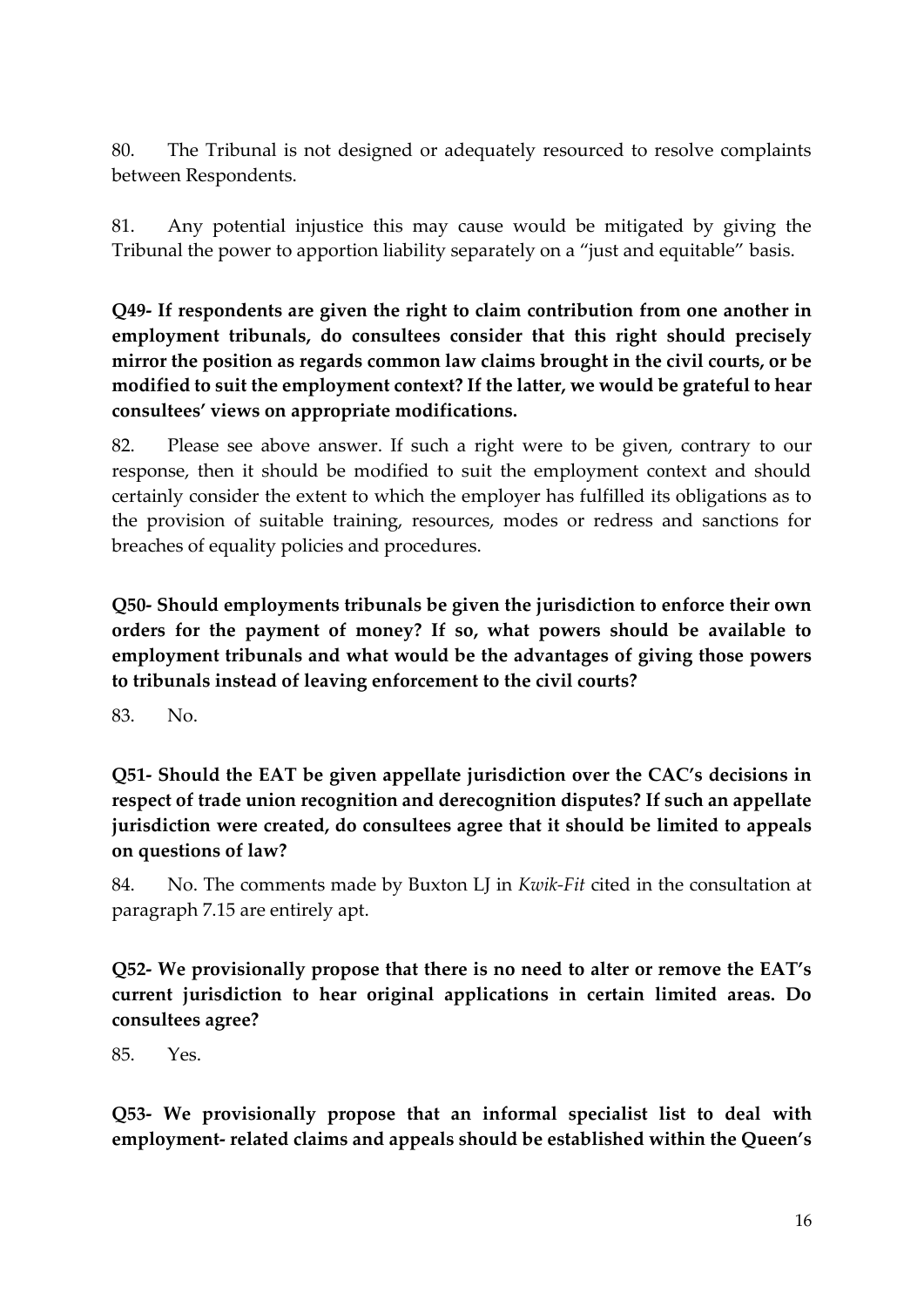80. The Tribunal is not designed or adequately resourced to resolve complaints between Respondents.

81. Any potential injustice this may cause would be mitigated by giving the Tribunal the power to apportion liability separately on a "just and equitable" basis.

**Q49- If respondents are given the right to claim contribution from one another in employment tribunals, do consultees consider that this right should precisely mirror the position as regards common law claims brought in the civil courts, or be modified to suit the employment context? If the latter, we would be grateful to hear consultees' views on appropriate modifications.**

82. Please see above answer. If such a right were to be given, contrary to our response, then it should be modified to suit the employment context and should certainly consider the extent to which the employer has fulfilled its obligations as to the provision of suitable training, resources, modes or redress and sanctions for breaches of equality policies and procedures.

**Q50- Should employments tribunals be given the jurisdiction to enforce their own orders for the payment of money? If so, what powers should be available to employment tribunals and what would be the advantages of giving those powers to tribunals instead of leaving enforcement to the civil courts?**

83. No.

**Q51- Should the EAT be given appellate jurisdiction over the CAC's decisions in respect of trade union recognition and derecognition disputes? If such an appellate jurisdiction were created, do consultees agree that it should be limited to appeals on questions of law?**

84. No. The comments made by Buxton LJ in *Kwik-Fit* cited in the consultation at paragraph 7.15 are entirely apt.

**Q52- We provisionally propose that there is no need to alter or remove the EAT's current jurisdiction to hear original applications in certain limited areas. Do consultees agree?**

85. Yes.

**Q53- We provisionally propose that an informal specialist list to deal with employment- related claims and appeals should be established within the Queen's**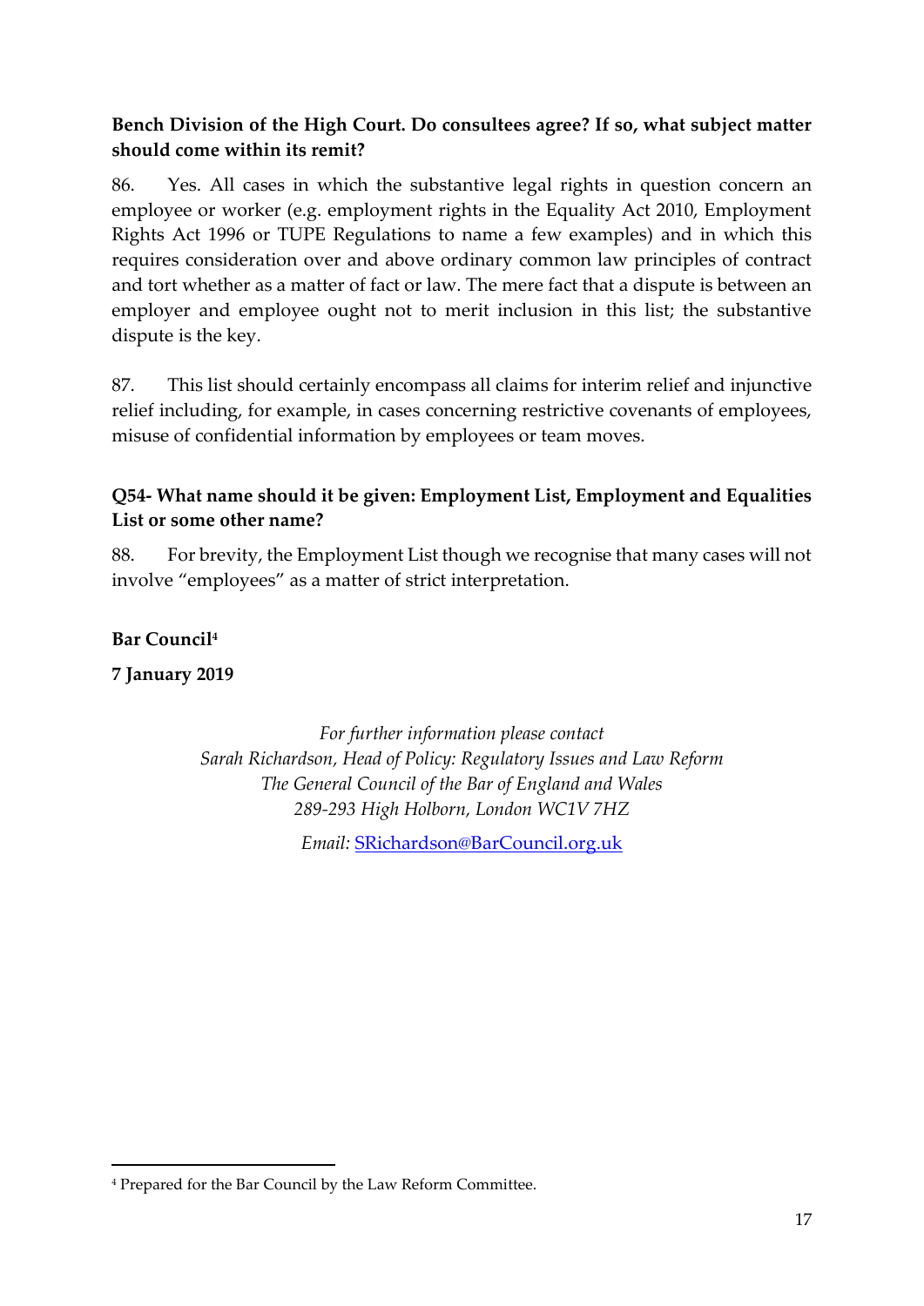**Bench Division of the High Court. Do consultees agree? If so, what subject matter should come within its remit?**

86. Yes. All cases in which the substantive legal rights in question concern an employee or worker (e.g. employment rights in the Equality Act 2010, Employment Rights Act 1996 or TUPE Regulations to name a few examples) and in which this requires consideration over and above ordinary common law principles of contract and tort whether as a matter of fact or law. The mere fact that a dispute is between an employer and employee ought not to merit inclusion in this list; the substantive dispute is the key.

87. This list should certainly encompass all claims for interim relief and injunctive relief including, for example, in cases concerning restrictive covenants of employees, misuse of confidential information by employees or team moves.

**Q54- What name should it be given: Employment List, Employment and Equalities List or some other name?**

88. For brevity, the Employment List though we recognise that many cases will not involve "employees" as a matter of strict interpretation.

**Bar Council**[4]

**7 January 2019**

*For further information please contact*
*Sarah Richardson, Head of Policy: Regulatory Issues and Law Reform*
*The General Council of the Bar of England and Wales*
*289-293 High Holborn, London WC1V 7HZ*

*Email:* [SRichardson@BarCouncil.org.uk](mailto:SRichardson@BarCouncil.org.uk)

[4] Prepared for the Bar Council by the Law Reform Committee.